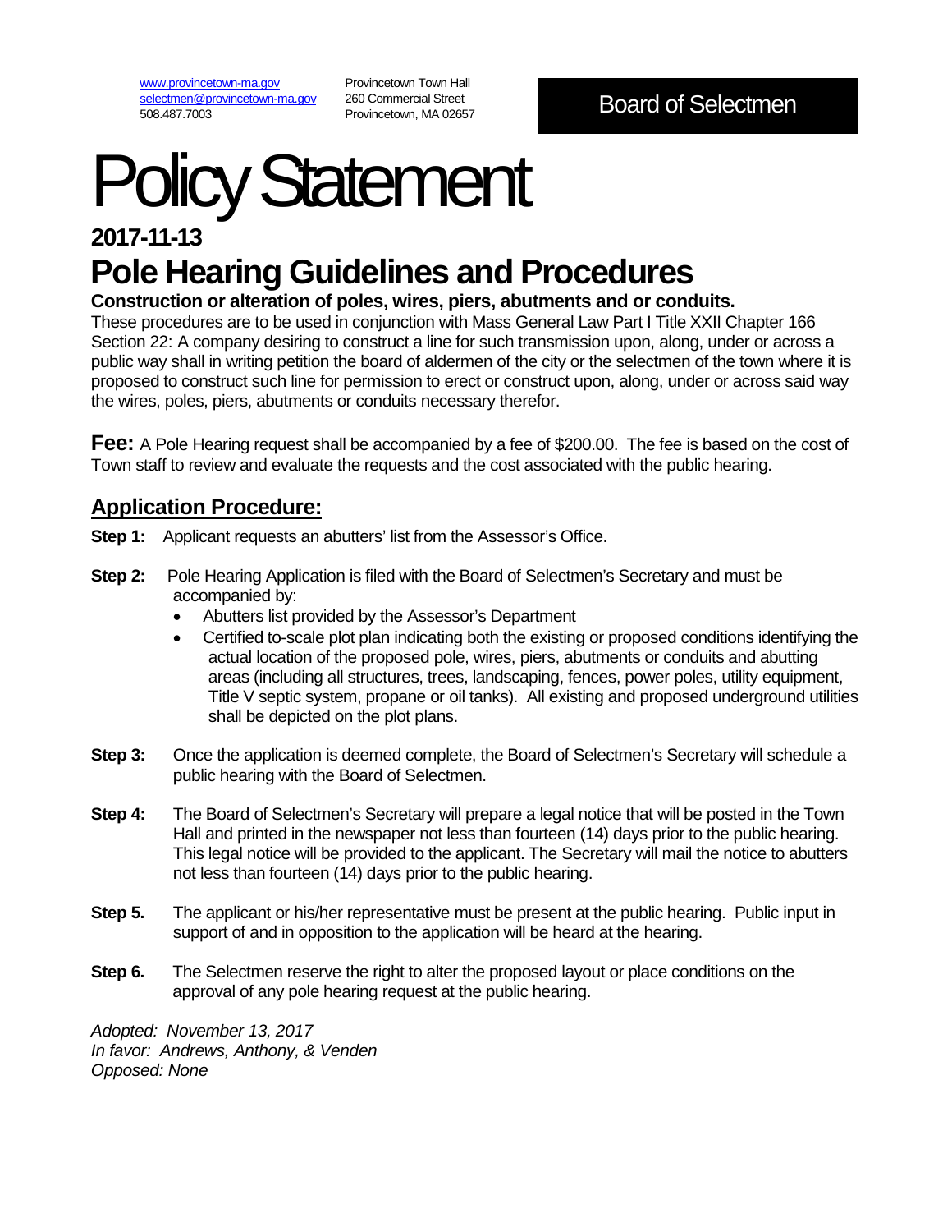www.provincetown-ma.gov
selectmen@provincetown-ma.gov
508.487.7003

Provincetown Town Hall
260 Commercial Street
Provincetown, MA 02657

**Board of Selectmen**

# Policy Statement

## 2017-11-13

# Pole Hearing Guidelines and Procedures

**Construction or alteration of poles, wires, piers, abutments and or conduits.**

These procedures are to be used in conjunction with Mass General Law Part I Title XXII Chapter 166 Section 22: A company desiring to construct a line for such transmission upon, along, under or across a public way shall in writing petition the board of aldermen of the city or the selectmen of the town where it is proposed to construct such line for permission to erect or construct upon, along, under or across said way the wires, poles, piers, abutments or conduits necessary therefor.

**Fee:** A Pole Hearing request shall be accompanied by a fee of $200.00. The fee is based on the cost of Town staff to review and evaluate the requests and the cost associated with the public hearing.

## Application Procedure:

**Step 1:** Applicant requests an abutters' list from the Assessor's Office.

**Step 2:** Pole Hearing Application is filed with the Board of Selectmen's Secretary and must be accompanied by:

- Abutters list provided by the Assessor's Department
- Certified to-scale plot plan indicating both the existing or proposed conditions identifying the actual location of the proposed pole, wires, piers, abutments or conduits and abutting areas (including all structures, trees, landscaping, fences, power poles, utility equipment, Title V septic system, propane or oil tanks). All existing and proposed underground utilities shall be depicted on the plot plans.

**Step 3:** Once the application is deemed complete, the Board of Selectmen's Secretary will schedule a public hearing with the Board of Selectmen.

**Step 4:** The Board of Selectmen's Secretary will prepare a legal notice that will be posted in the Town Hall and printed in the newspaper not less than fourteen (14) days prior to the public hearing. This legal notice will be provided to the applicant. The Secretary will mail the notice to abutters not less than fourteen (14) days prior to the public hearing.

**Step 5.** The applicant or his/her representative must be present at the public hearing. Public input in support of and in opposition to the application will be heard at the hearing.

**Step 6.** The Selectmen reserve the right to alter the proposed layout or place conditions on the approval of any pole hearing request at the public hearing.

*Adopted: November 13, 2017*
*In favor: Andrews, Anthony, & Venden*
*Opposed: None*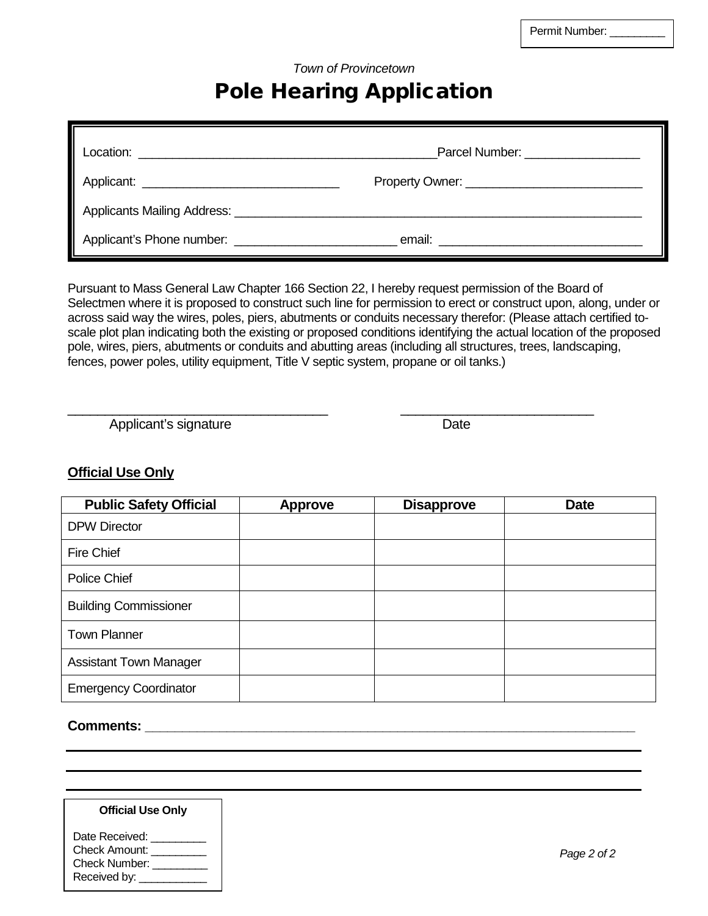Permit Number: _________

*Town of Provincetown*

# Pole Hearing Application

Location: ___________________________________________Parcel Number: ________________

Applicant: ____________________________ Property Owner: _________________________

Applicants Mailing Address: ___________________________________________________________

Applicant's Phone number: ______________________ email: ____________________________

Pursuant to Mass General Law Chapter 166 Section 22, I hereby request permission of the Board of Selectmen where it is proposed to construct such line for permission to erect or construct upon, along, under or across said way the wires, poles, piers, abutments or conduits necessary therefor: (Please attach certified to-scale plot plan indicating both the existing or proposed conditions identifying the actual location of the proposed pole, wires, piers, abutments or conduits and abutting areas (including all structures, trees, landscaping, fences, power poles, utility equipment, Title V septic system, propane or oil tanks.)

___________________________________ Applicant's signature

__________________________ Date

**Official Use Only**

| Public Safety Official | Approve | Disapprove | Date |
|---|---|---|---|
| DPW Director | | | |
| Fire Chief | | | |
| Police Chief | | | |
| Building Commissioner | | | |
| Town Planner | | | |
| Assistant Town Manager | | | |
| Emergency Coordinator | | | |

**Comments:** ___________________________________________________________________

**Official Use Only**

Date Received: _________
Check Amount: _________
Check Number: _________
Received by: ___________